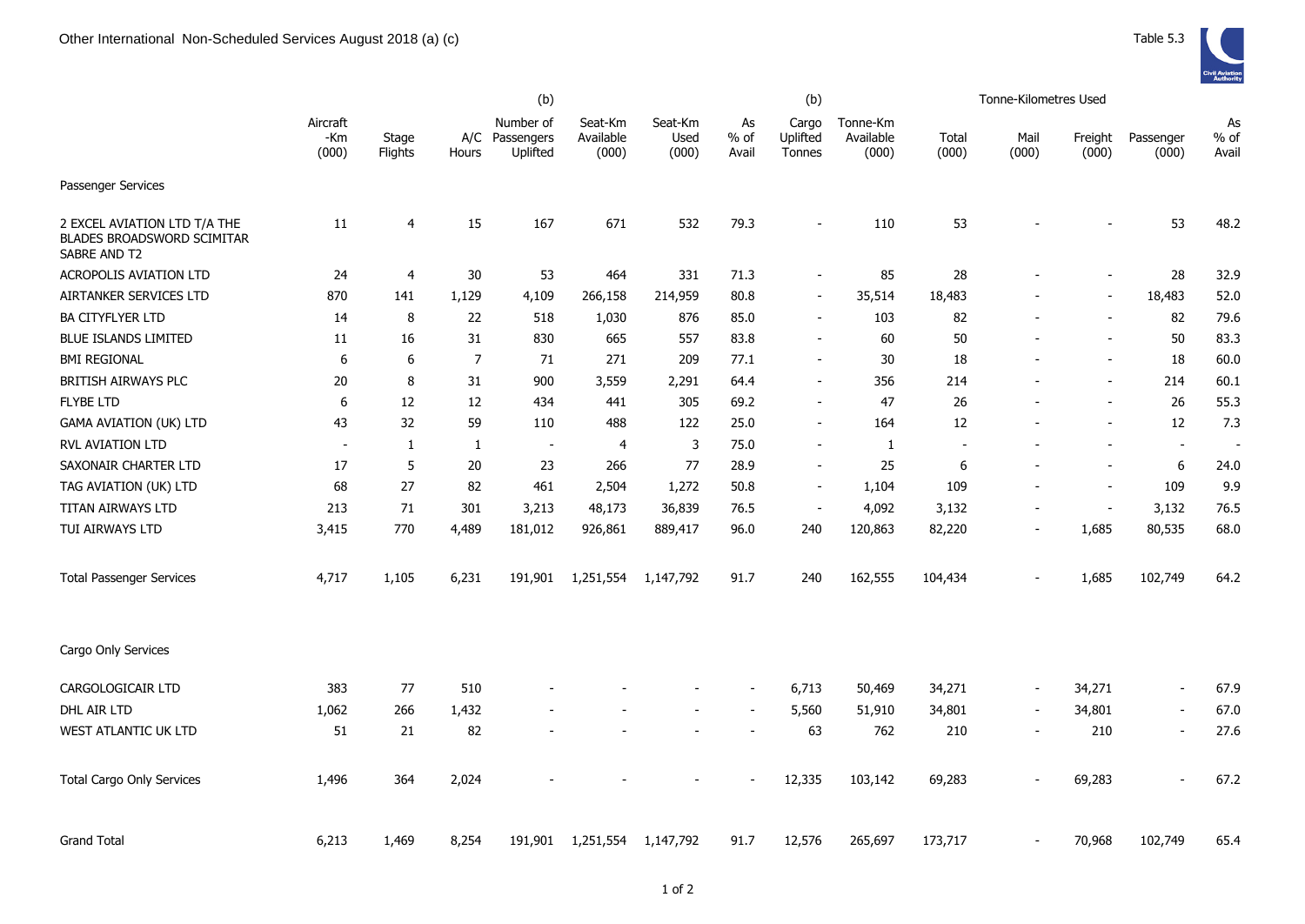Other International Non-Scheduled Services August 2018 (a) (c)

Table 5.3

| | Aircraft -Km (000) | Stage Flights | A/C Hours | (b) Number of Passengers Uplifted | Seat-Km Available (000) | Seat-Km Used (000) | As % of Avail | (b) Cargo Uplifted Tonnes | Tonne-Km Available (000) | Tonne-Kilometres Used Total (000) | Mail (000) | Freight (000) | Passenger (000) | As % of Avail |
|---|---|---|---|---|---|---|---|---|---|---|---|---|---|---|
| Passenger Services | | | | | | | | | | | | | | |
| 2 EXCEL AVIATION LTD T/A THE BLADES BROADSWORD SCIMITAR SABRE AND T2 | 11 | 4 | 15 | 167 | 671 | 532 | 79.3 | - | 110 | 53 | - | - | 53 | 48.2 |
| ACROPOLIS AVIATION LTD | 24 | 4 | 30 | 53 | 464 | 331 | 71.3 | - | 85 | 28 | - | - | 28 | 32.9 |
| AIRTANKER SERVICES LTD | 870 | 141 | 1,129 | 4,109 | 266,158 | 214,959 | 80.8 | - | 35,514 | 18,483 | - | - | 18,483 | 52.0 |
| BA CITYFLYER LTD | 14 | 8 | 22 | 518 | 1,030 | 876 | 85.0 | - | 103 | 82 | - | - | 82 | 79.6 |
| BLUE ISLANDS LIMITED | 11 | 16 | 31 | 830 | 665 | 557 | 83.8 | - | 60 | 50 | - | - | 50 | 83.3 |
| BMI REGIONAL | 6 | 6 | 7 | 71 | 271 | 209 | 77.1 | - | 30 | 18 | - | - | 18 | 60.0 |
| BRITISH AIRWAYS PLC | 20 | 8 | 31 | 900 | 3,559 | 2,291 | 64.4 | - | 356 | 214 | - | - | 214 | 60.1 |
| FLYBE LTD | 6 | 12 | 12 | 434 | 441 | 305 | 69.2 | - | 47 | 26 | - | - | 26 | 55.3 |
| GAMA AVIATION (UK) LTD | 43 | 32 | 59 | 110 | 488 | 122 | 25.0 | - | 164 | 12 | - | - | 12 | 7.3 |
| RVL AVIATION LTD | - | 1 | 1 | - | 4 | 3 | 75.0 | - | 1 | - | - | - | - | - |
| SAXONAIR CHARTER LTD | 17 | 5 | 20 | 23 | 266 | 77 | 28.9 | - | 25 | 6 | - | - | 6 | 24.0 |
| TAG AVIATION (UK) LTD | 68 | 27 | 82 | 461 | 2,504 | 1,272 | 50.8 | - | 1,104 | 109 | - | - | 109 | 9.9 |
| TITAN AIRWAYS LTD | 213 | 71 | 301 | 3,213 | 48,173 | 36,839 | 76.5 | - | 4,092 | 3,132 | - | - | 3,132 | 76.5 |
| TUI AIRWAYS LTD | 3,415 | 770 | 4,489 | 181,012 | 926,861 | 889,417 | 96.0 | 240 | 120,863 | 82,220 | - | 1,685 | 80,535 | 68.0 |
| Total Passenger Services | 4,717 | 1,105 | 6,231 | 191,901 | 1,251,554 | 1,147,792 | 91.7 | 240 | 162,555 | 104,434 | - | 1,685 | 102,749 | 64.2 |
| Cargo Only Services | | | | | | | | | | | | | | |
| CARGOLOGICAIR LTD | 383 | 77 | 510 | - | - | - | - | 6,713 | 50,469 | 34,271 | - | 34,271 | - | 67.9 |
| DHL AIR LTD | 1,062 | 266 | 1,432 | - | - | - | - | 5,560 | 51,910 | 34,801 | - | 34,801 | - | 67.0 |
| WEST ATLANTIC UK LTD | 51 | 21 | 82 | - | - | - | - | 63 | 762 | 210 | - | 210 | - | 27.6 |
| Total Cargo Only Services | 1,496 | 364 | 2,024 | - | - | - | - | 12,335 | 103,142 | 69,283 | - | 69,283 | - | 67.2 |
| Grand Total | 6,213 | 1,469 | 8,254 | 191,901 | 1,251,554 | 1,147,792 | 91.7 | 12,576 | 265,697 | 173,717 | - | 70,968 | 102,749 | 65.4 |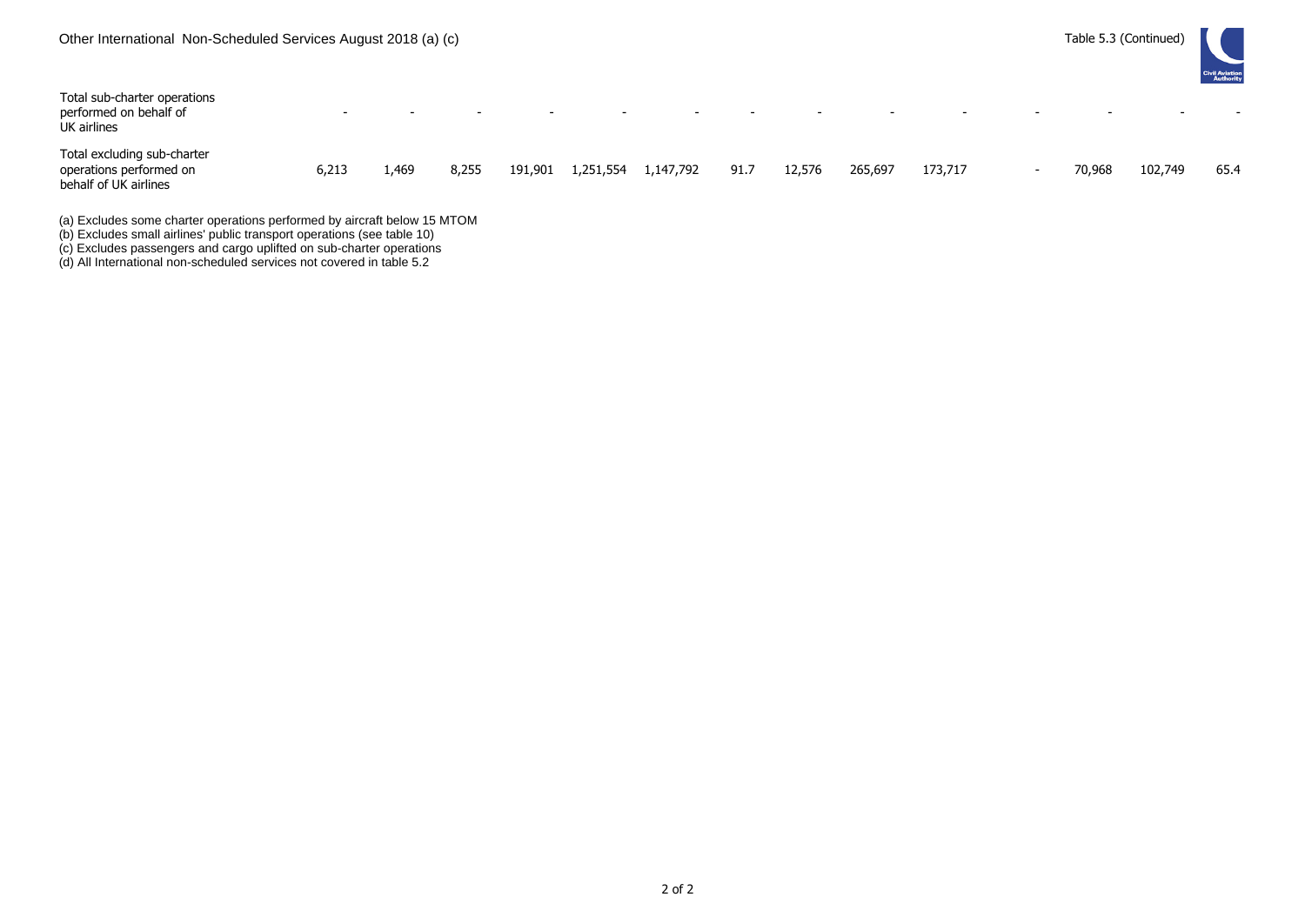# Other International Non-Scheduled Services August 2018 (a) (c)

Table 5.3 (Continued)

| | | | | | | | | | | | | | | |
|---|---|---|---|---|---|---|---|---|---|---|---|---|---|---|
| Total sub-charter operations performed on behalf of UK airlines | - | - | - | - | - | - | - | - | - | - | - | - | - | - |
| Total excluding sub-charter operations performed on behalf of UK airlines | 6,213 | 1,469 | 8,255 | 191,901 | 1,251,554 | 1,147,792 | 91.7 | 12,576 | 265,697 | 173,717 | - | 70,968 | 102,749 | 65.4 |

(a) Excludes some charter operations performed by aircraft below 15 MTOM
(b) Excludes small airlines' public transport operations (see table 10)
(c) Excludes passengers and cargo uplifted on sub-charter operations
(d) All International non-scheduled services not covered in table 5.2